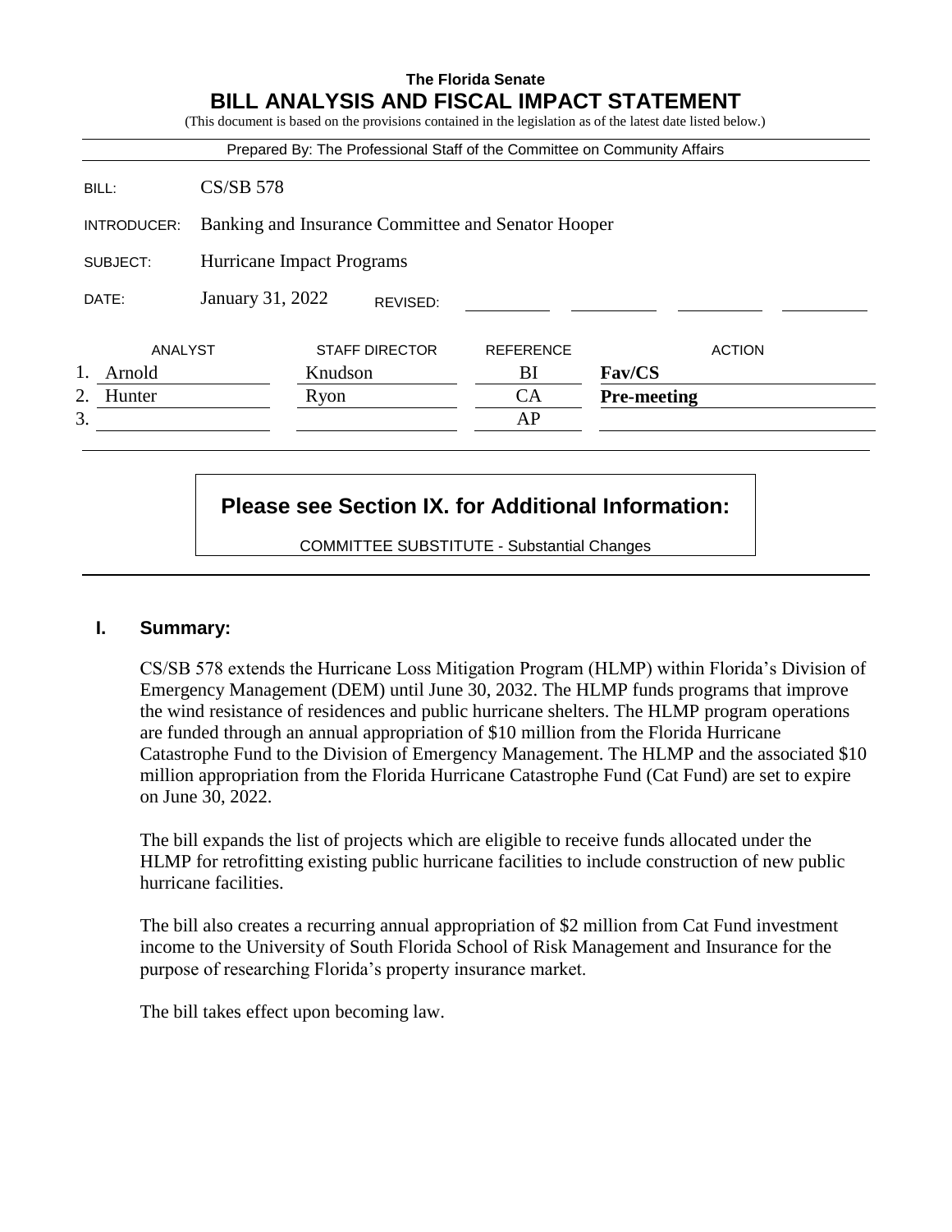**The Florida Senate**

# BILL ANALYSIS AND FISCAL IMPACT STATEMENT

(This document is based on the provisions contained in the legislation as of the latest date listed below.)

Prepared By: The Professional Staff of the Committee on Community Affairs

| | |
|---|---|
| BILL: | CS/SB 578 |
| INTRODUCER: | Banking and Insurance Committee and Senator Hooper |
| SUBJECT: | Hurricane Impact Programs |
| DATE: | January 31, 2022 REVISED: |

| | ANALYST | STAFF DIRECTOR | REFERENCE | ACTION |
|---|---|---|---|---|
| 1. | Arnold | Knudson | BI | **Fav/CS** |
| 2. | Hunter | Ryon | CA | **Pre-meeting** |
| 3. | | | AP | |

**Please see Section IX. for Additional Information:**

COMMITTEE SUBSTITUTE - Substantial Changes

## I. Summary:

CS/SB 578 extends the Hurricane Loss Mitigation Program (HLMP) within Florida's Division of Emergency Management (DEM) until June 30, 2032. The HLMP funds programs that improve the wind resistance of residences and public hurricane shelters. The HLMP program operations are funded through an annual appropriation of $10 million from the Florida Hurricane Catastrophe Fund to the Division of Emergency Management. The HLMP and the associated $10 million appropriation from the Florida Hurricane Catastrophe Fund (Cat Fund) are set to expire on June 30, 2022.

The bill expands the list of projects which are eligible to receive funds allocated under the HLMP for retrofitting existing public hurricane facilities to include construction of new public hurricane facilities.

The bill also creates a recurring annual appropriation of $2 million from Cat Fund investment income to the University of South Florida School of Risk Management and Insurance for the purpose of researching Florida's property insurance market.

The bill takes effect upon becoming law.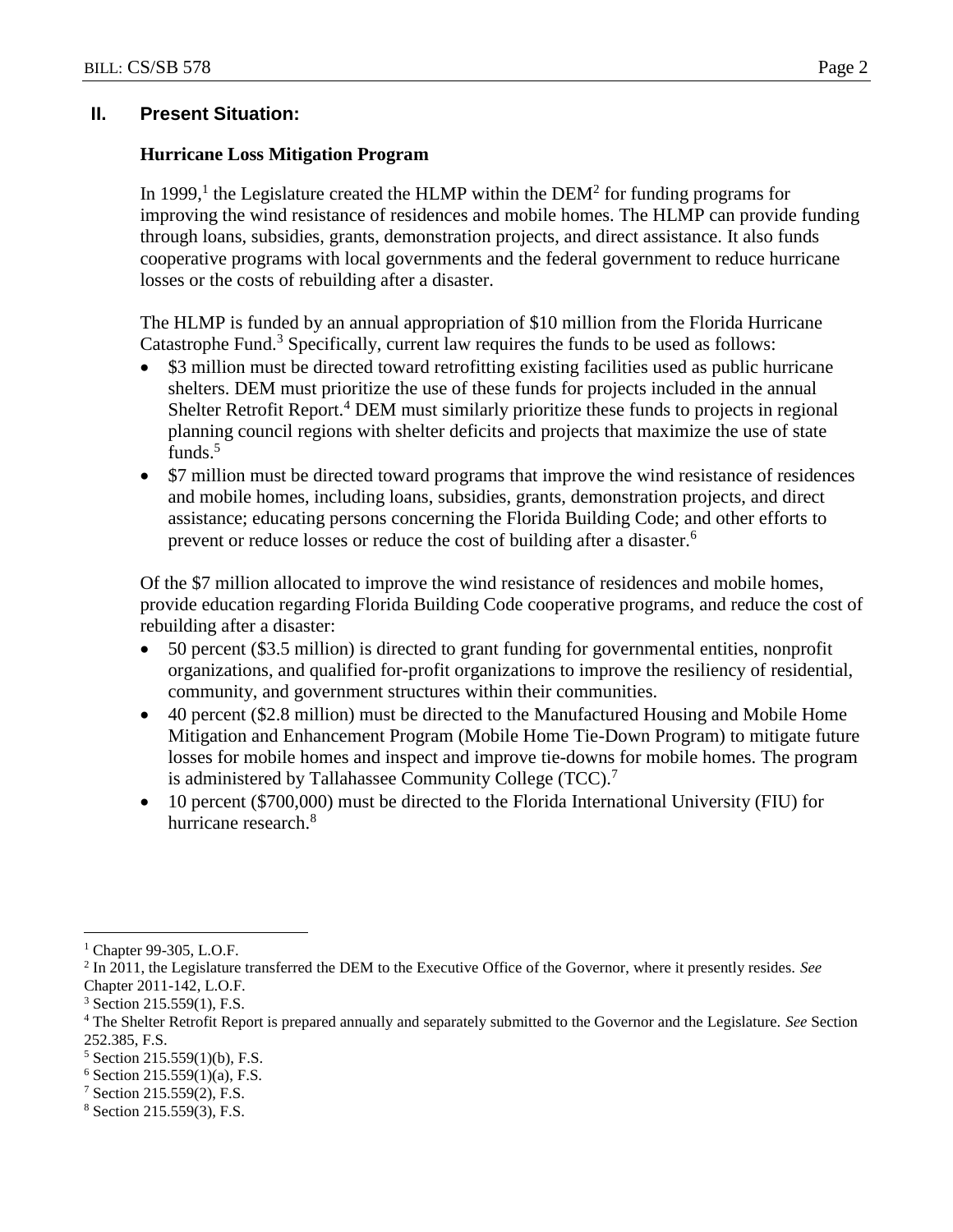## II. Present Situation:

### Hurricane Loss Mitigation Program

In 1999,[1] the Legislature created the HLMP within the DEM[2] for funding programs for improving the wind resistance of residences and mobile homes. The HLMP can provide funding through loans, subsidies, grants, demonstration projects, and direct assistance. It also funds cooperative programs with local governments and the federal government to reduce hurricane losses or the costs of rebuilding after a disaster.

The HLMP is funded by an annual appropriation of $10 million from the Florida Hurricane Catastrophe Fund.[3] Specifically, current law requires the funds to be used as follows:

- $3 million must be directed toward retrofitting existing facilities used as public hurricane shelters. DEM must prioritize the use of these funds for projects included in the annual Shelter Retrofit Report.[4] DEM must similarly prioritize these funds to projects in regional planning council regions with shelter deficits and projects that maximize the use of state funds.[5]
- $7 million must be directed toward programs that improve the wind resistance of residences and mobile homes, including loans, subsidies, grants, demonstration projects, and direct assistance; educating persons concerning the Florida Building Code; and other efforts to prevent or reduce losses or reduce the cost of building after a disaster.[6]

Of the $7 million allocated to improve the wind resistance of residences and mobile homes, provide education regarding Florida Building Code cooperative programs, and reduce the cost of rebuilding after a disaster:

- 50 percent ($3.5 million) is directed to grant funding for governmental entities, nonprofit organizations, and qualified for-profit organizations to improve the resiliency of residential, community, and government structures within their communities.
- 40 percent ($2.8 million) must be directed to the Manufactured Housing and Mobile Home Mitigation and Enhancement Program (Mobile Home Tie-Down Program) to mitigate future losses for mobile homes and inspect and improve tie-downs for mobile homes. The program is administered by Tallahassee Community College (TCC).[7]
- 10 percent ($700,000) must be directed to the Florida International University (FIU) for hurricane research.[8]

---

[1] Chapter 99-305, L.O.F.

[2] In 2011, the Legislature transferred the DEM to the Executive Office of the Governor, where it presently resides. *See* Chapter 2011-142, L.O.F.

[3] Section 215.559(1), F.S.

[4] The Shelter Retrofit Report is prepared annually and separately submitted to the Governor and the Legislature. *See* Section 252.385, F.S.

[5] Section 215.559(1)(b), F.S.

[6] Section 215.559(1)(a), F.S.

[7] Section 215.559(2), F.S.

[8] Section 215.559(3), F.S.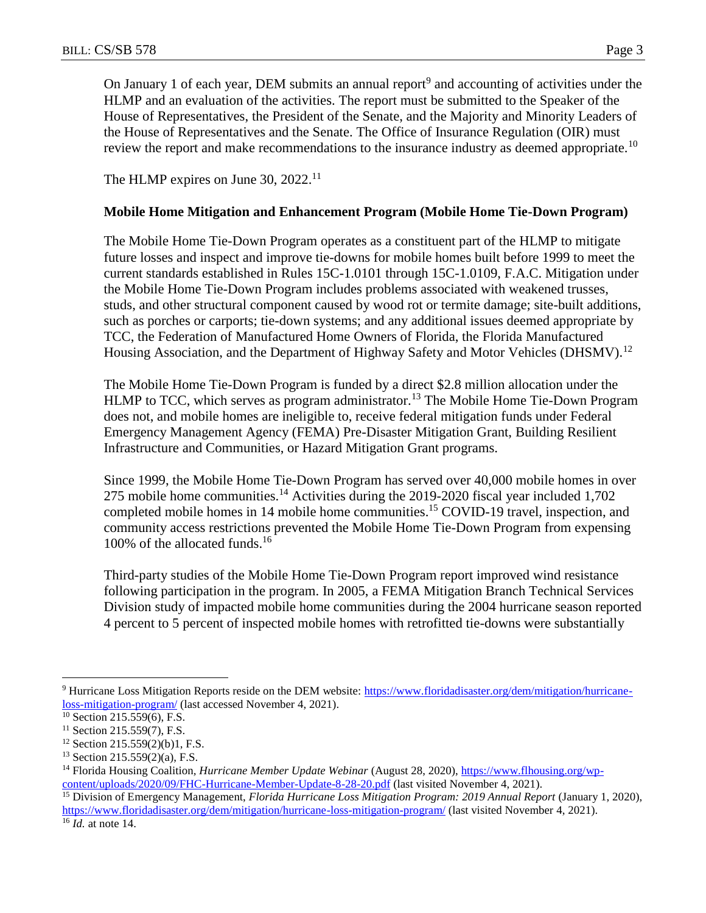On January 1 of each year, DEM submits an annual report[9] and accounting of activities under the HLMP and an evaluation of the activities. The report must be submitted to the Speaker of the House of Representatives, the President of the Senate, and the Majority and Minority Leaders of the House of Representatives and the Senate. The Office of Insurance Regulation (OIR) must review the report and make recommendations to the insurance industry as deemed appropriate.[10]

The HLMP expires on June 30, 2022.[11]

**Mobile Home Mitigation and Enhancement Program (Mobile Home Tie-Down Program)**

The Mobile Home Tie-Down Program operates as a constituent part of the HLMP to mitigate future losses and inspect and improve tie-downs for mobile homes built before 1999 to meet the current standards established in Rules 15C-1.0101 through 15C-1.0109, F.A.C. Mitigation under the Mobile Home Tie-Down Program includes problems associated with weakened trusses, studs, and other structural component caused by wood rot or termite damage; site-built additions, such as porches or carports; tie-down systems; and any additional issues deemed appropriate by TCC, the Federation of Manufactured Home Owners of Florida, the Florida Manufactured Housing Association, and the Department of Highway Safety and Motor Vehicles (DHSMV).[12]

The Mobile Home Tie-Down Program is funded by a direct $2.8 million allocation under the HLMP to TCC, which serves as program administrator.[13] The Mobile Home Tie-Down Program does not, and mobile homes are ineligible to, receive federal mitigation funds under Federal Emergency Management Agency (FEMA) Pre-Disaster Mitigation Grant, Building Resilient Infrastructure and Communities, or Hazard Mitigation Grant programs.

Since 1999, the Mobile Home Tie-Down Program has served over 40,000 mobile homes in over 275 mobile home communities.[14] Activities during the 2019-2020 fiscal year included 1,702 completed mobile homes in 14 mobile home communities.[15] COVID-19 travel, inspection, and community access restrictions prevented the Mobile Home Tie-Down Program from expensing 100% of the allocated funds.[16]

Third-party studies of the Mobile Home Tie-Down Program report improved wind resistance following participation in the program. In 2005, a FEMA Mitigation Branch Technical Services Division study of impacted mobile home communities during the 2004 hurricane season reported 4 percent to 5 percent of inspected mobile homes with retrofitted tie-downs were substantially

---

[9] Hurricane Loss Mitigation Reports reside on the DEM website: https://www.floridadisaster.org/dem/mitigation/hurricane-loss-mitigation-program/ (last accessed November 4, 2021).

[10] Section 215.559(6), F.S.

[11] Section 215.559(7), F.S.

[12] Section 215.559(2)(b)1, F.S.

[13] Section 215.559(2)(a), F.S.

[14] Florida Housing Coalition, *Hurricane Member Update Webinar* (August 28, 2020), https://www.flhousing.org/wp-content/uploads/2020/09/FHC-Hurricane-Member-Update-8-28-20.pdf (last visited November 4, 2021).

[15] Division of Emergency Management, *Florida Hurricane Loss Mitigation Program: 2019 Annual Report* (January 1, 2020), https://www.floridadisaster.org/dem/mitigation/hurricane-loss-mitigation-program/ (last visited November 4, 2021).

[16] *Id.* at note 14.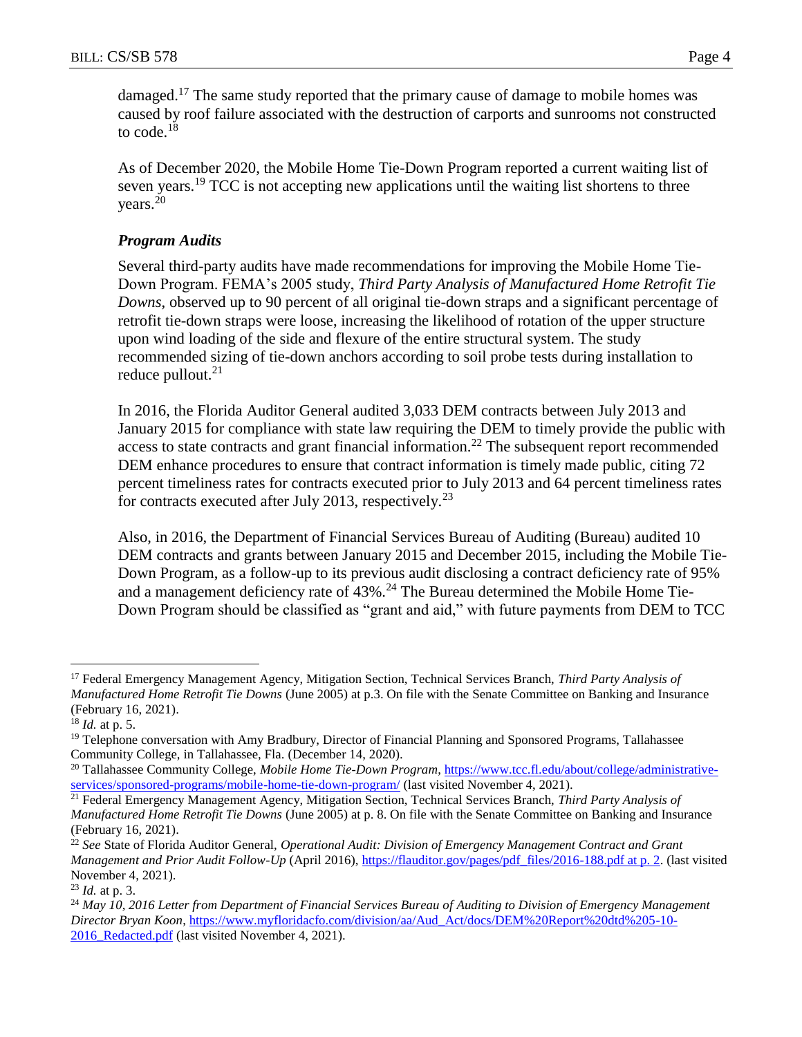damaged.[17] The same study reported that the primary cause of damage to mobile homes was caused by roof failure associated with the destruction of carports and sunrooms not constructed to code.[18]

As of December 2020, the Mobile Home Tie-Down Program reported a current waiting list of seven years.[19] TCC is not accepting new applications until the waiting list shortens to three years.[20]

***Program Audits***

Several third-party audits have made recommendations for improving the Mobile Home Tie-Down Program. FEMA's 2005 study, *Third Party Analysis of Manufactured Home Retrofit Tie Downs*, observed up to 90 percent of all original tie-down straps and a significant percentage of retrofit tie-down straps were loose, increasing the likelihood of rotation of the upper structure upon wind loading of the side and flexure of the entire structural system. The study recommended sizing of tie-down anchors according to soil probe tests during installation to reduce pullout.[21]

In 2016, the Florida Auditor General audited 3,033 DEM contracts between July 2013 and January 2015 for compliance with state law requiring the DEM to timely provide the public with access to state contracts and grant financial information.[22] The subsequent report recommended DEM enhance procedures to ensure that contract information is timely made public, citing 72 percent timeliness rates for contracts executed prior to July 2013 and 64 percent timeliness rates for contracts executed after July 2013, respectively.[23]

Also, in 2016, the Department of Financial Services Bureau of Auditing (Bureau) audited 10 DEM contracts and grants between January 2015 and December 2015, including the Mobile Tie-Down Program, as a follow-up to its previous audit disclosing a contract deficiency rate of 95% and a management deficiency rate of 43%.[24] The Bureau determined the Mobile Home Tie-Down Program should be classified as "grant and aid," with future payments from DEM to TCC

---

[17] Federal Emergency Management Agency, Mitigation Section, Technical Services Branch, *Third Party Analysis of Manufactured Home Retrofit Tie Downs* (June 2005) at p.3. On file with the Senate Committee on Banking and Insurance (February 16, 2021).

[18] *Id.* at p. 5.

[19] Telephone conversation with Amy Bradbury, Director of Financial Planning and Sponsored Programs, Tallahassee Community College, in Tallahassee, Fla. (December 14, 2020).

[20] Tallahassee Community College, *Mobile Home Tie-Down Program*, https://www.tcc.fl.edu/about/college/administrative-services/sponsored-programs/mobile-home-tie-down-program/ (last visited November 4, 2021).

[21] Federal Emergency Management Agency, Mitigation Section, Technical Services Branch, *Third Party Analysis of Manufactured Home Retrofit Tie Downs* (June 2005) at p. 8. On file with the Senate Committee on Banking and Insurance (February 16, 2021).

[22] *See* State of Florida Auditor General, *Operational Audit: Division of Emergency Management Contract and Grant Management and Prior Audit Follow-Up* (April 2016), https://flauditor.gov/pages/pdf_files/2016-188.pdf at p. 2. (last visited November 4, 2021).

[23] *Id.* at p. 3.

[24] *May 10, 2016 Letter from Department of Financial Services Bureau of Auditing to Division of Emergency Management Director Bryan Koon*, https://www.myfloridacfo.com/division/aa/Aud_Act/docs/DEM%20Report%20dtd%205-10-2016_Redacted.pdf (last visited November 4, 2021).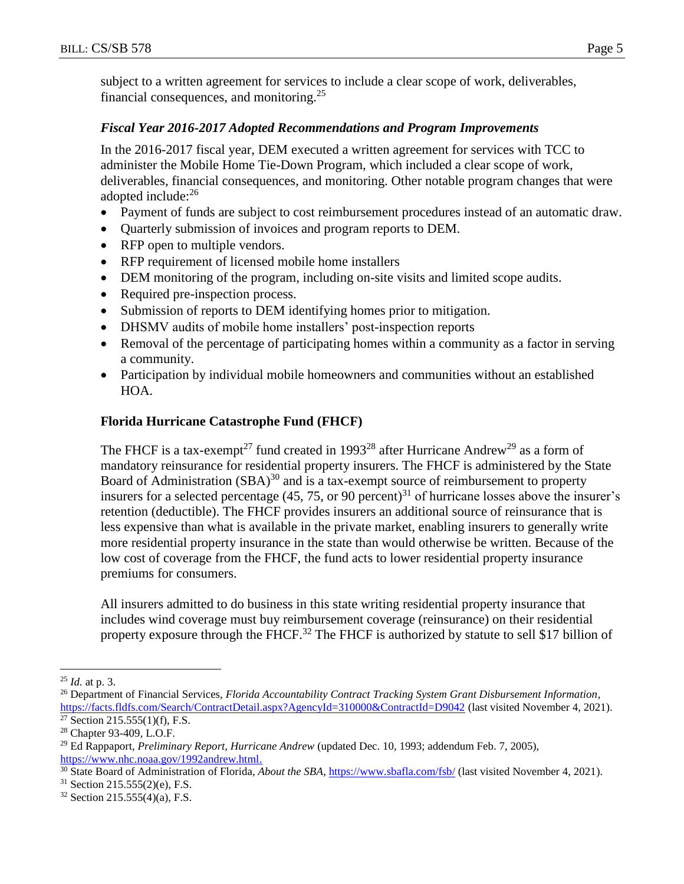subject to a written agreement for services to include a clear scope of work, deliverables, financial consequences, and monitoring.[25]

### *Fiscal Year 2016-2017 Adopted Recommendations and Program Improvements*

In the 2016-2017 fiscal year, DEM executed a written agreement for services with TCC to administer the Mobile Home Tie-Down Program, which included a clear scope of work, deliverables, financial consequences, and monitoring. Other notable program changes that were adopted include:[26]

- Payment of funds are subject to cost reimbursement procedures instead of an automatic draw.
- Quarterly submission of invoices and program reports to DEM.
- RFP open to multiple vendors.
- RFP requirement of licensed mobile home installers
- DEM monitoring of the program, including on-site visits and limited scope audits.
- Required pre-inspection process.
- Submission of reports to DEM identifying homes prior to mitigation.
- DHSMV audits of mobile home installers' post-inspection reports
- Removal of the percentage of participating homes within a community as a factor in serving a community.
- Participation by individual mobile homeowners and communities without an established HOA.

### **Florida Hurricane Catastrophe Fund (FHCF)**

The FHCF is a tax-exempt[27] fund created in 1993[28] after Hurricane Andrew[29] as a form of mandatory reinsurance for residential property insurers. The FHCF is administered by the State Board of Administration (SBA)[30] and is a tax-exempt source of reimbursement to property insurers for a selected percentage (45, 75, or 90 percent)[31] of hurricane losses above the insurer's retention (deductible). The FHCF provides insurers an additional source of reinsurance that is less expensive than what is available in the private market, enabling insurers to generally write more residential property insurance in the state than would otherwise be written. Because of the low cost of coverage from the FHCF, the fund acts to lower residential property insurance premiums for consumers.

All insurers admitted to do business in this state writing residential property insurance that includes wind coverage must buy reimbursement coverage (reinsurance) on their residential property exposure through the FHCF.[32] The FHCF is authorized by statute to sell $17 billion of

---

[25] *Id.* at p. 3.

[26] Department of Financial Services, *Florida Accountability Contract Tracking System Grant Disbursement Information*, https://facts.fldfs.com/Search/ContractDetail.aspx?AgencyId=310000&ContractId=D9042 (last visited November 4, 2021).

[27] Section 215.555(1)(f), F.S.

[28] Chapter 93-409, L.O.F.

[29] Ed Rappaport, *Preliminary Report, Hurricane Andrew* (updated Dec. 10, 1993; addendum Feb. 7, 2005), https://www.nhc.noaa.gov/1992andrew.html.

[30] State Board of Administration of Florida, *About the SBA*, https://www.sbafla.com/fsb/ (last visited November 4, 2021).

[31] Section 215.555(2)(e), F.S.

[32] Section 215.555(4)(a), F.S.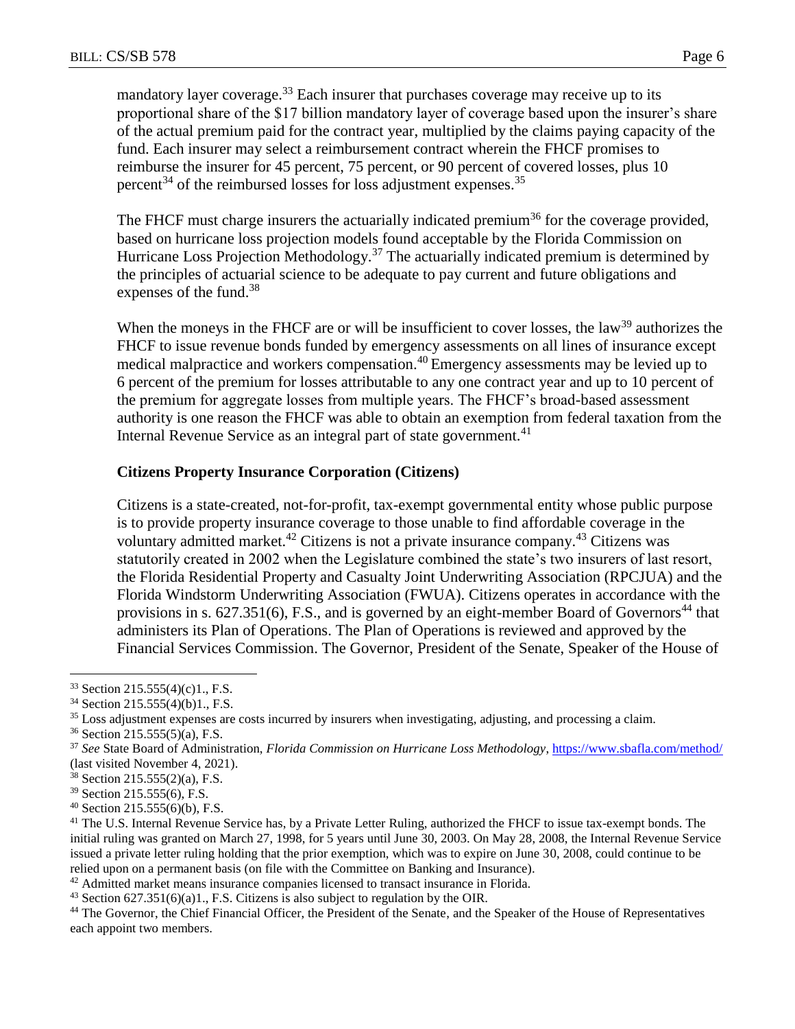mandatory layer coverage.[33] Each insurer that purchases coverage may receive up to its proportional share of the $17 billion mandatory layer of coverage based upon the insurer's share of the actual premium paid for the contract year, multiplied by the claims paying capacity of the fund. Each insurer may select a reimbursement contract wherein the FHCF promises to reimburse the insurer for 45 percent, 75 percent, or 90 percent of covered losses, plus 10 percent[34] of the reimbursed losses for loss adjustment expenses.[35]

The FHCF must charge insurers the actuarially indicated premium[36] for the coverage provided, based on hurricane loss projection models found acceptable by the Florida Commission on Hurricane Loss Projection Methodology.[37] The actuarially indicated premium is determined by the principles of actuarial science to be adequate to pay current and future obligations and expenses of the fund.[38]

When the moneys in the FHCF are or will be insufficient to cover losses, the law[39] authorizes the FHCF to issue revenue bonds funded by emergency assessments on all lines of insurance except medical malpractice and workers compensation.[40] Emergency assessments may be levied up to 6 percent of the premium for losses attributable to any one contract year and up to 10 percent of the premium for aggregate losses from multiple years. The FHCF's broad-based assessment authority is one reason the FHCF was able to obtain an exemption from federal taxation from the Internal Revenue Service as an integral part of state government.[41]

**Citizens Property Insurance Corporation (Citizens)**

Citizens is a state-created, not-for-profit, tax-exempt governmental entity whose public purpose is to provide property insurance coverage to those unable to find affordable coverage in the voluntary admitted market.[42] Citizens is not a private insurance company.[43] Citizens was statutorily created in 2002 when the Legislature combined the state's two insurers of last resort, the Florida Residential Property and Casualty Joint Underwriting Association (RPCJUA) and the Florida Windstorm Underwriting Association (FWUA). Citizens operates in accordance with the provisions in s. 627.351(6), F.S., and is governed by an eight-member Board of Governors[44] that administers its Plan of Operations. The Plan of Operations is reviewed and approved by the Financial Services Commission. The Governor, President of the Senate, Speaker of the House of

---

[33] Section 215.555(4)(c)1., F.S.

[34] Section 215.555(4)(b)1., F.S.

[35] Loss adjustment expenses are costs incurred by insurers when investigating, adjusting, and processing a claim.

[36] Section 215.555(5)(a), F.S.

[37] *See* State Board of Administration, *Florida Commission on Hurricane Loss Methodology*, https://www.sbafla.com/method/ (last visited November 4, 2021).

[38] Section 215.555(2)(a), F.S.

[39] Section 215.555(6), F.S.

[40] Section 215.555(6)(b), F.S.

[41] The U.S. Internal Revenue Service has, by a Private Letter Ruling, authorized the FHCF to issue tax-exempt bonds. The initial ruling was granted on March 27, 1998, for 5 years until June 30, 2003. On May 28, 2008, the Internal Revenue Service issued a private letter ruling holding that the prior exemption, which was to expire on June 30, 2008, could continue to be relied upon on a permanent basis (on file with the Committee on Banking and Insurance).

[42] Admitted market means insurance companies licensed to transact insurance in Florida.

[43] Section 627.351(6)(a)1., F.S. Citizens is also subject to regulation by the OIR.

[44] The Governor, the Chief Financial Officer, the President of the Senate, and the Speaker of the House of Representatives each appoint two members.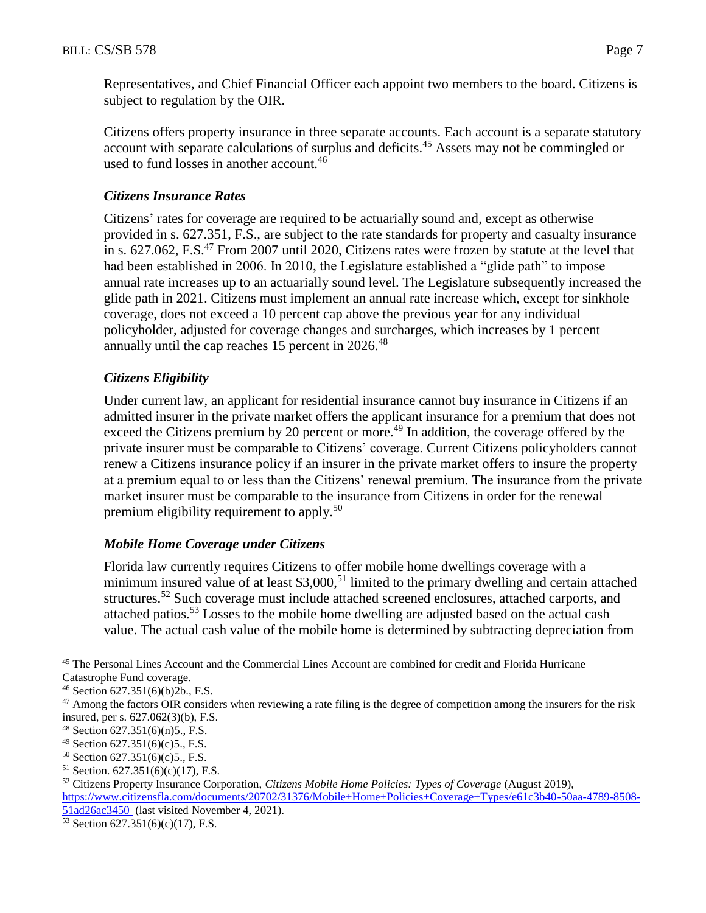Representatives, and Chief Financial Officer each appoint two members to the board. Citizens is subject to regulation by the OIR.

Citizens offers property insurance in three separate accounts. Each account is a separate statutory account with separate calculations of surplus and deficits.[45] Assets may not be commingled or used to fund losses in another account.[46]

### *Citizens Insurance Rates*

Citizens' rates for coverage are required to be actuarially sound and, except as otherwise provided in s. 627.351, F.S., are subject to the rate standards for property and casualty insurance in s. 627.062, F.S.[47] From 2007 until 2020, Citizens rates were frozen by statute at the level that had been established in 2006. In 2010, the Legislature established a "glide path" to impose annual rate increases up to an actuarially sound level. The Legislature subsequently increased the glide path in 2021. Citizens must implement an annual rate increase which, except for sinkhole coverage, does not exceed a 10 percent cap above the previous year for any individual policyholder, adjusted for coverage changes and surcharges, which increases by 1 percent annually until the cap reaches 15 percent in 2026.[48]

### *Citizens Eligibility*

Under current law, an applicant for residential insurance cannot buy insurance in Citizens if an admitted insurer in the private market offers the applicant insurance for a premium that does not exceed the Citizens premium by 20 percent or more.[49] In addition, the coverage offered by the private insurer must be comparable to Citizens' coverage. Current Citizens policyholders cannot renew a Citizens insurance policy if an insurer in the private market offers to insure the property at a premium equal to or less than the Citizens' renewal premium. The insurance from the private market insurer must be comparable to the insurance from Citizens in order for the renewal premium eligibility requirement to apply.[50]

### *Mobile Home Coverage under Citizens*

Florida law currently requires Citizens to offer mobile home dwellings coverage with a minimum insured value of at least $3,000,[51] limited to the primary dwelling and certain attached structures.[52] Such coverage must include attached screened enclosures, attached carports, and attached patios.[53] Losses to the mobile home dwelling are adjusted based on the actual cash value. The actual cash value of the mobile home is determined by subtracting depreciation from

---

[45] The Personal Lines Account and the Commercial Lines Account are combined for credit and Florida Hurricane Catastrophe Fund coverage.

[46] Section 627.351(6)(b)2b., F.S.

[47] Among the factors OIR considers when reviewing a rate filing is the degree of competition among the insurers for the risk insured, per s. 627.062(3)(b), F.S.

[48] Section 627.351(6)(n)5., F.S.

[49] Section 627.351(6)(c)5., F.S.

[50] Section 627.351(6)(c)5., F.S.

[51] Section. 627.351(6)(c)(17), F.S.

[52] Citizens Property Insurance Corporation, *Citizens Mobile Home Policies: Types of Coverage* (August 2019), https://www.citizensfla.com/documents/20702/31376/Mobile+Home+Policies+Coverage+Types/e61c3b40-50aa-4789-8508-51ad26ac3450 (last visited November 4, 2021).

[53] Section 627.351(6)(c)(17), F.S.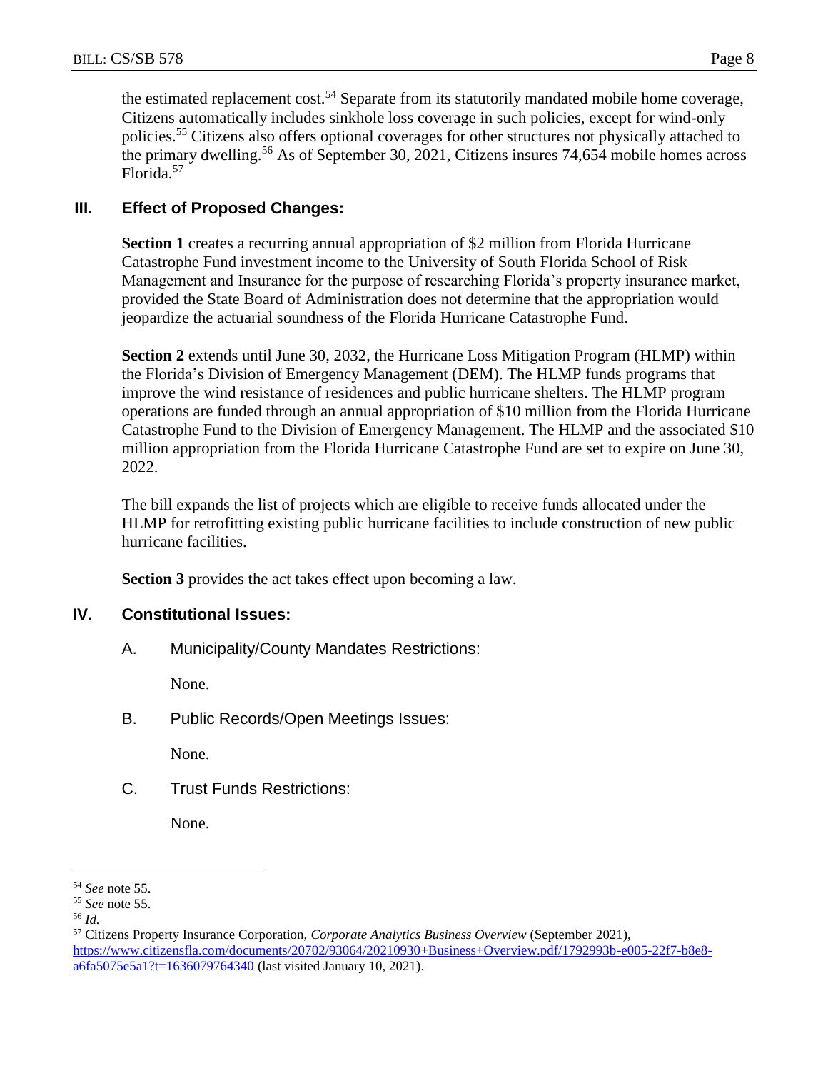the estimated replacement cost.[54] Separate from its statutorily mandated mobile home coverage, Citizens automatically includes sinkhole loss coverage in such policies, except for wind-only policies.[55] Citizens also offers optional coverages for other structures not physically attached to the primary dwelling.[56] As of September 30, 2021, Citizens insures 74,654 mobile homes across Florida.[57]

## III. Effect of Proposed Changes:

**Section 1** creates a recurring annual appropriation of $2 million from Florida Hurricane Catastrophe Fund investment income to the University of South Florida School of Risk Management and Insurance for the purpose of researching Florida's property insurance market, provided the State Board of Administration does not determine that the appropriation would jeopardize the actuarial soundness of the Florida Hurricane Catastrophe Fund.

**Section 2** extends until June 30, 2032, the Hurricane Loss Mitigation Program (HLMP) within the Florida's Division of Emergency Management (DEM). The HLMP funds programs that improve the wind resistance of residences and public hurricane shelters. The HLMP program operations are funded through an annual appropriation of $10 million from the Florida Hurricane Catastrophe Fund to the Division of Emergency Management. The HLMP and the associated $10 million appropriation from the Florida Hurricane Catastrophe Fund are set to expire on June 30, 2022.

The bill expands the list of projects which are eligible to receive funds allocated under the HLMP for retrofitting existing public hurricane facilities to include construction of new public hurricane facilities.

**Section 3** provides the act takes effect upon becoming a law.

## IV. Constitutional Issues:

A. Municipality/County Mandates Restrictions:

None.

B. Public Records/Open Meetings Issues:

None.

C. Trust Funds Restrictions:

None.

---

[54] *See* note 55.

[55] *See* note 55.

[56] *Id.*

[57] Citizens Property Insurance Corporation, *Corporate Analytics Business Overview* (September 2021), https://www.citizensfla.com/documents/20702/93064/20210930+Business+Overview.pdf/1792993b-e005-22f7-b8e8-a6fa5075e5a1?t=1636079764340 (last visited January 10, 2021).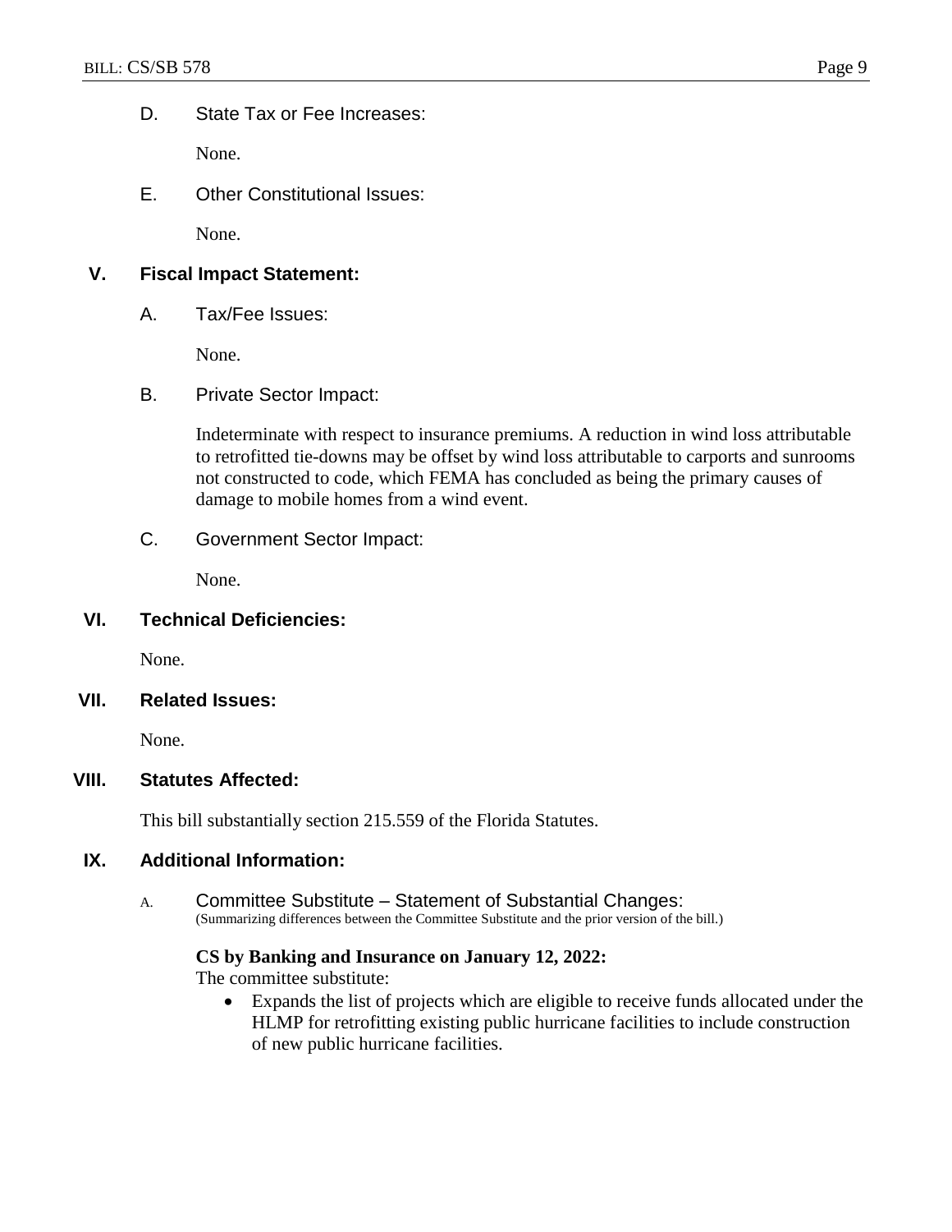D. State Tax or Fee Increases:

None.

E. Other Constitutional Issues:

None.

## V. Fiscal Impact Statement:

A. Tax/Fee Issues:

None.

B. Private Sector Impact:

Indeterminate with respect to insurance premiums. A reduction in wind loss attributable to retrofitted tie-downs may be offset by wind loss attributable to carports and sunrooms not constructed to code, which FEMA has concluded as being the primary causes of damage to mobile homes from a wind event.

C. Government Sector Impact:

None.

## VI. Technical Deficiencies:

None.

## VII. Related Issues:

None.

## VIII. Statutes Affected:

This bill substantially section 215.559 of the Florida Statutes.

## IX. Additional Information:

A. Committee Substitute – Statement of Substantial Changes:
(Summarizing differences between the Committee Substitute and the prior version of the bill.)

**CS by Banking and Insurance on January 12, 2022:**
The committee substitute:

- Expands the list of projects which are eligible to receive funds allocated under the HLMP for retrofitting existing public hurricane facilities to include construction of new public hurricane facilities.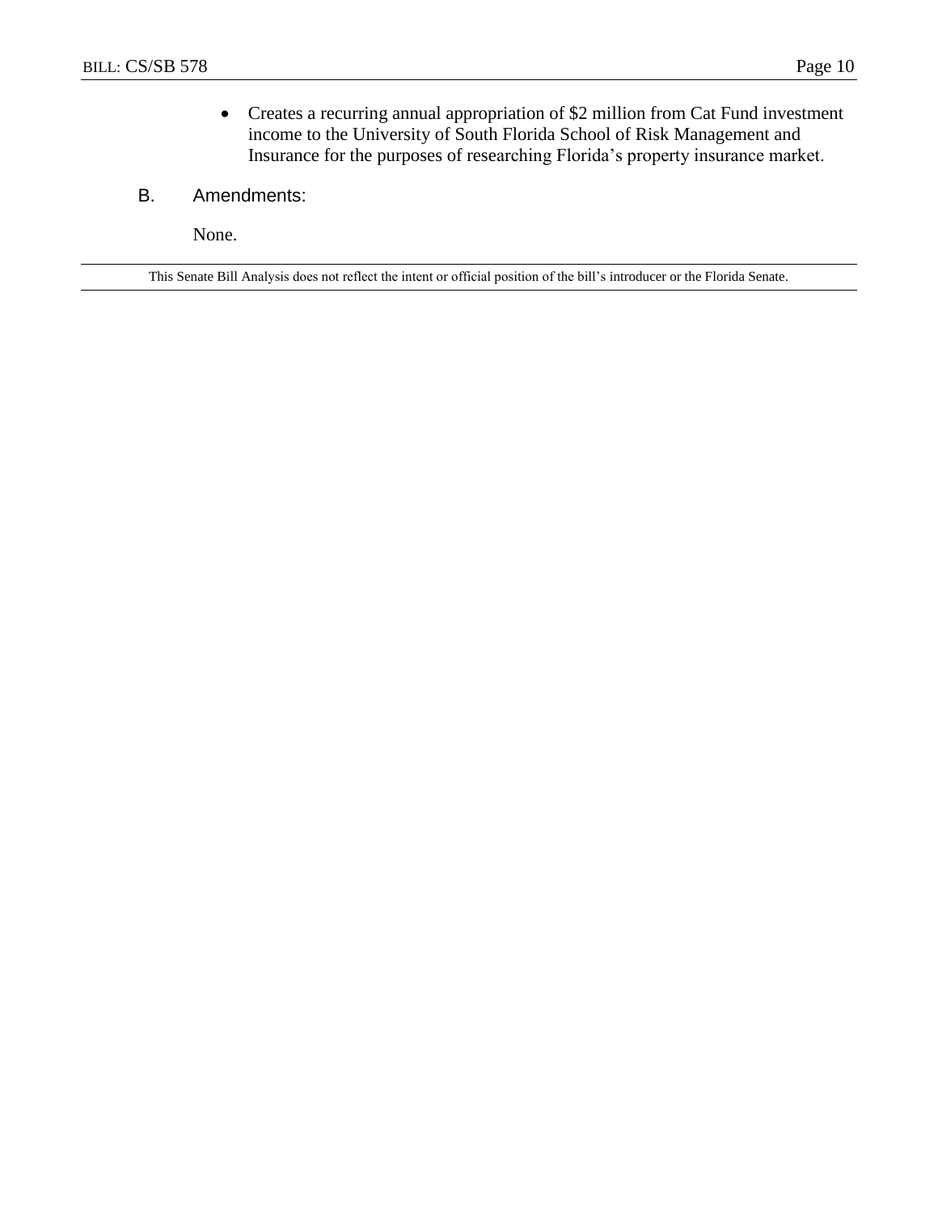- Creates a recurring annual appropriation of $2 million from Cat Fund investment income to the University of South Florida School of Risk Management and Insurance for the purposes of researching Florida's property insurance market.

## B. Amendments:

None.

This Senate Bill Analysis does not reflect the intent or official position of the bill's introducer or the Florida Senate.